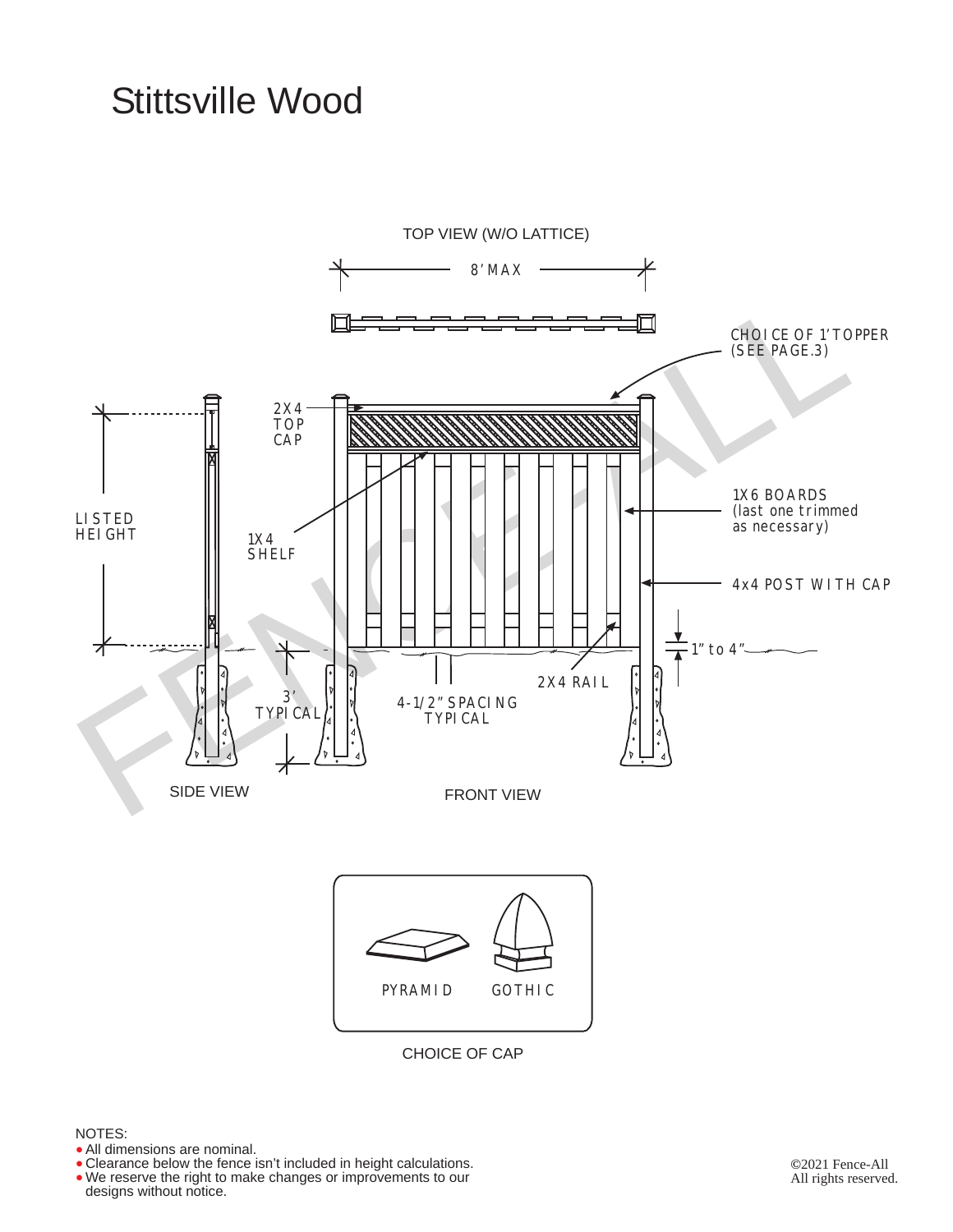# Stittsville Wood

TOP VIEW (W/O LATTICE)

8' MAX

CHOICE OF 1' TOPPER (SEE PAGE.3)

2X4 TOP CAP

1X6 BOARDS (last one trimmed as necessary)

LISTED HEIGHT

1X4 SHELF

4x4 POST WITH CAP

1" to 4"

2X4 RAIL

3' TYPICAL

4-1/2" SPACING TYPICAL

SIDE VIEW

FRONT VIEW

PYRAMID

GOTHIC

CHOICE OF CAP

NOTES:

- All dimensions are nominal.
- Clearance below the fence isn't included in height calculations.
- We reserve the right to make changes or improvements to our designs without notice.

©2021 Fence-All
All rights reserved.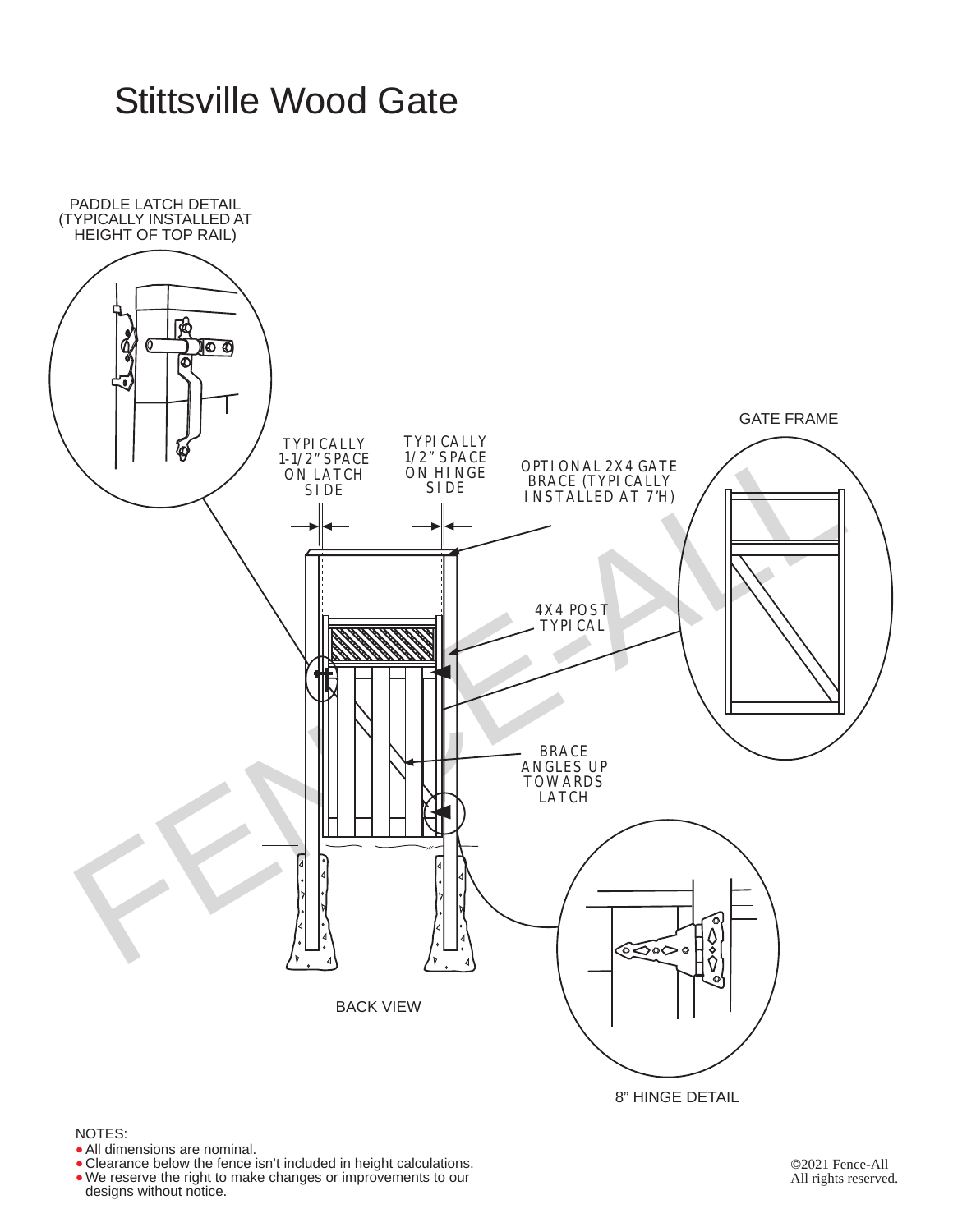# Stittsville Wood Gate

PADDLE LATCH DETAIL (TYPICALLY INSTALLED AT HEIGHT OF TOP RAIL)

GATE FRAME

TYPICALLY 1-1/2" SPACE ON LATCH SIDE

TYPICALLY 1/2" SPACE ON HINGE SIDE

OPTIONAL 2X4 GATE BRACE (TYPICALLY INSTALLED AT 7'H)

4X4 POST TYPICAL

BRACE ANGLES UP TOWARDS LATCH

BACK VIEW

8" HINGE DETAIL

NOTES:

- All dimensions are nominal.
- Clearance below the fence isn't included in height calculations.
- We reserve the right to make changes or improvements to our designs without notice.

©2021 Fence-All
All rights reserved.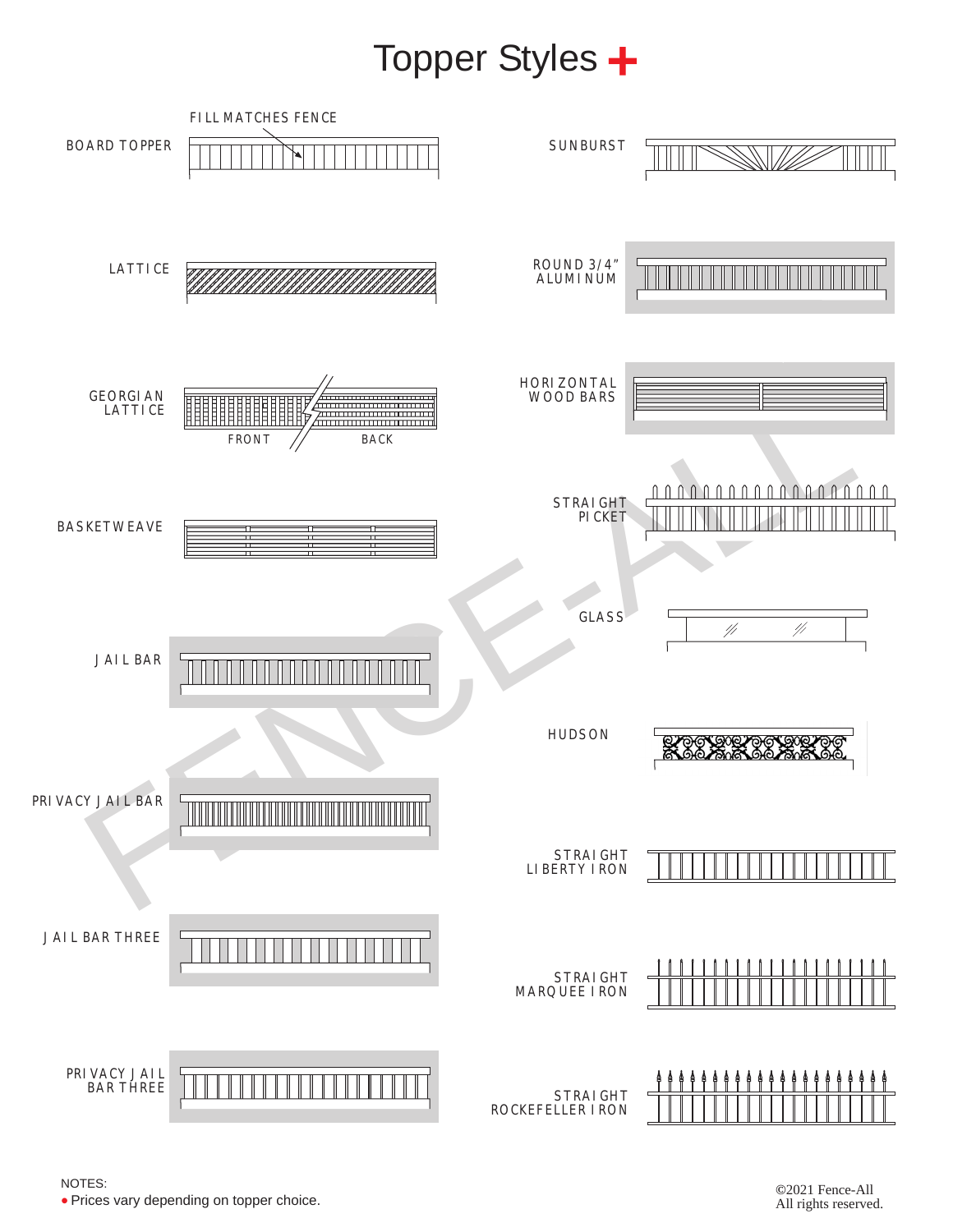# Topper Styles +

FILL MATCHES FENCE

BOARD TOPPER

SUNBURST

LATTICE

ROUND 3/4" ALUMINUM

GEORGIAN LATTICE

FRONT

BACK

HORIZONTAL WOOD BARS

BASKETWEAVE

STRAIGHT PICKET

GLASS

JAIL BAR

HUDSON

PRIVACY JAIL BAR

STRAIGHT LIBERTY IRON

JAIL BAR THREE

STRAIGHT MARQUEE IRON

PRIVACY JAIL BAR THREE

STRAIGHT ROCKEFELLER IRON

FENCE-ALL

NOTES:

- Prices vary depending on topper choice.

©2021 Fence-All
All rights reserved.